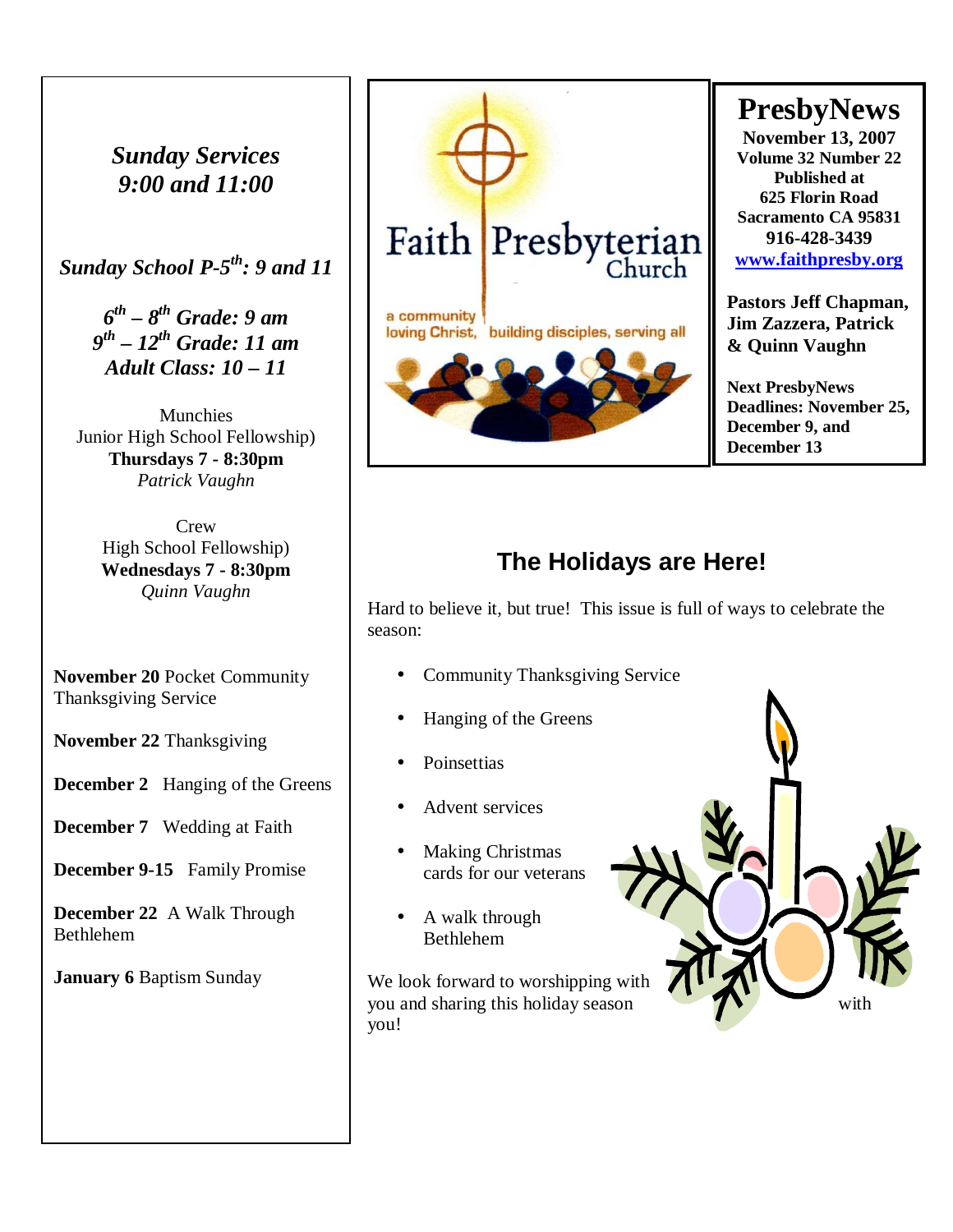# PresbyNews

**November 13, 2007**
**Volume 32 Number 22**
**Published at**
**625 Florin Road**
**Sacramento CA 95831**
**916-428-3439**
**www.faithpresby.org**

**Pastors Jeff Chapman, Jim Zazzera, Patrick & Quinn Vaughn**

**Next PresbyNews Deadlines: November 25, December 9, and December 13**

Faith Presbyterian Church

a community loving Christ, building disciples, serving all

***Sunday Services 9:00 and 11:00***

***Sunday School P-5th: 9 and 11***

***6th – 8th Grade: 9 am***
***9th – 12th Grade: 11 am***
***Adult Class: 10 – 11***

Munchies
Junior High School Fellowship)
**Thursdays 7 - 8:30pm**
*Patrick Vaughn*

Crew
High School Fellowship)
**Wednesdays 7 - 8:30pm**
*Quinn Vaughn*

**November 20** Pocket Community Thanksgiving Service

**November 22** Thanksgiving

**December 2** Hanging of the Greens

**December 7** Wedding at Faith

**December 9-15** Family Promise

**December 22** A Walk Through Bethlehem

**January 6** Baptism Sunday

## The Holidays are Here!

Hard to believe it, but true! This issue is full of ways to celebrate the season:

- Community Thanksgiving Service
- Hanging of the Greens
- Poinsettias
- Advent services
- Making Christmas cards for our veterans
- A walk through Bethlehem

We look forward to worshipping with you and sharing this holiday season with you!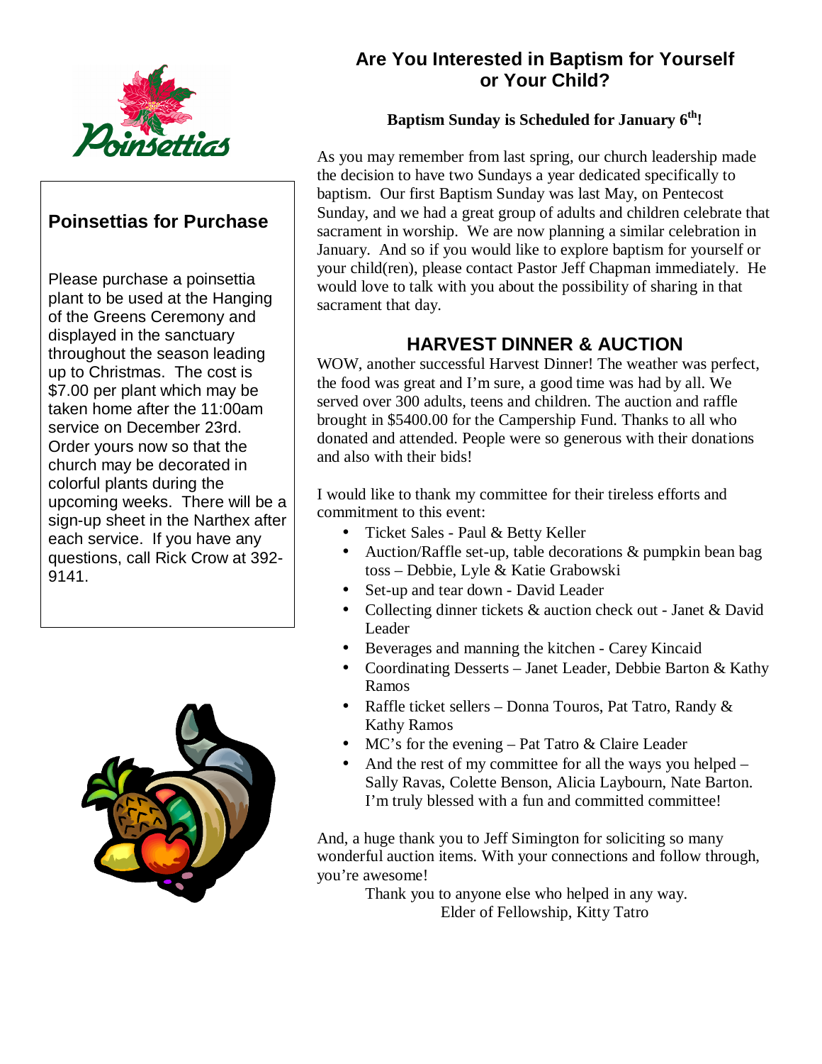## Poinsettias for Purchase

Please purchase a poinsettia plant to be used at the Hanging of the Greens Ceremony and displayed in the sanctuary throughout the season leading up to Christmas. The cost is $7.00 per plant which may be taken home after the 11:00am service on December 23rd. Order yours now so that the church may be decorated in colorful plants during the upcoming weeks. There will be a sign-up sheet in the Narthex after each service. If you have any questions, call Rick Crow at 392-9141.

## Are You Interested in Baptism for Yourself or Your Child?

**Baptism Sunday is Scheduled for January 6th!**

As you may remember from last spring, our church leadership made the decision to have two Sundays a year dedicated specifically to baptism. Our first Baptism Sunday was last May, on Pentecost Sunday, and we had a great group of adults and children celebrate that sacrament in worship. We are now planning a similar celebration in January. And so if you would like to explore baptism for yourself or your child(ren), please contact Pastor Jeff Chapman immediately. He would love to talk with you about the possibility of sharing in that sacrament that day.

## HARVEST DINNER & AUCTION

WOW, another successful Harvest Dinner! The weather was perfect, the food was great and I'm sure, a good time was had by all. We served over 300 adults, teens and children. The auction and raffle brought in $5400.00 for the Campership Fund. Thanks to all who donated and attended. People were so generous with their donations and also with their bids!

I would like to thank my committee for their tireless efforts and commitment to this event:

- Ticket Sales - Paul & Betty Keller
- Auction/Raffle set-up, table decorations & pumpkin bean bag toss – Debbie, Lyle & Katie Grabowski
- Set-up and tear down - David Leader
- Collecting dinner tickets & auction check out - Janet & David Leader
- Beverages and manning the kitchen - Carey Kincaid
- Coordinating Desserts – Janet Leader, Debbie Barton & Kathy Ramos
- Raffle ticket sellers – Donna Touros, Pat Tatro, Randy & Kathy Ramos
- MC's for the evening – Pat Tatro & Claire Leader
- And the rest of my committee for all the ways you helped – Sally Ravas, Colette Benson, Alicia Laybourn, Nate Barton. I'm truly blessed with a fun and committed committee!

And, a huge thank you to Jeff Simington for soliciting so many wonderful auction items. With your connections and follow through, you're awesome!

Thank you to anyone else who helped in any way.

Elder of Fellowship, Kitty Tatro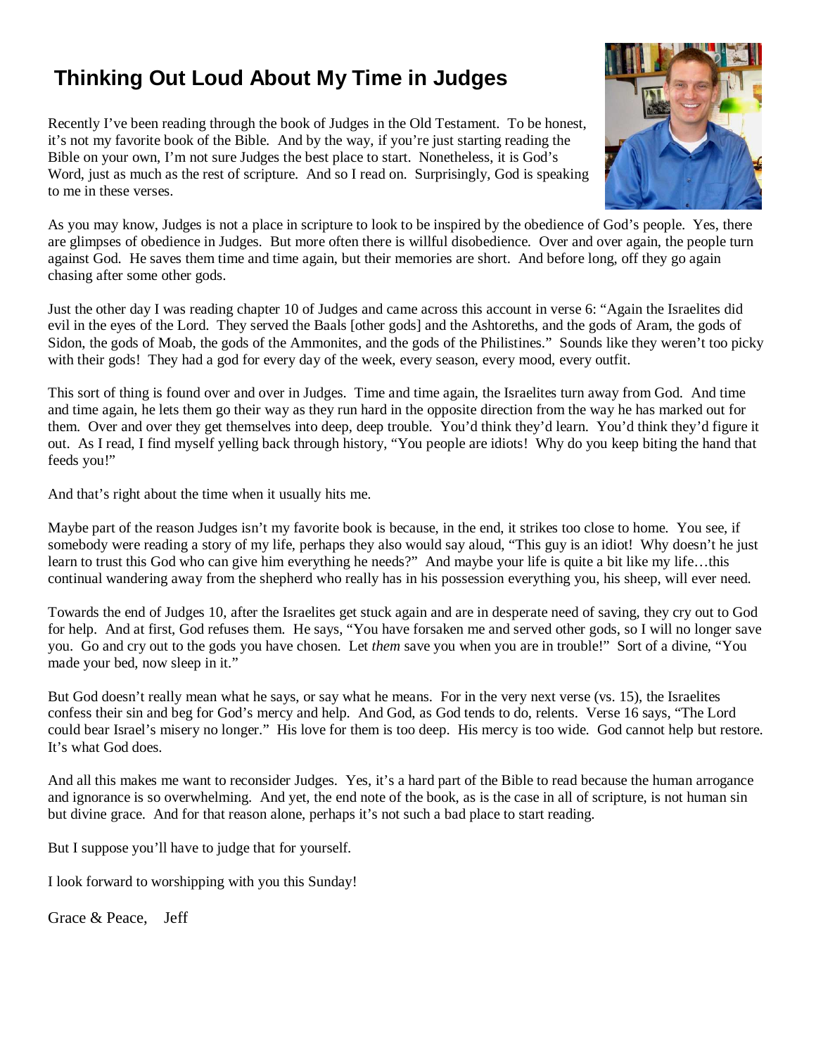# Thinking Out Loud About My Time in Judges

Recently I've been reading through the book of Judges in the Old Testament. To be honest, it's not my favorite book of the Bible. And by the way, if you're just starting reading the Bible on your own, I'm not sure Judges the best place to start. Nonetheless, it is God's Word, just as much as the rest of scripture. And so I read on. Surprisingly, God is speaking to me in these verses.

As you may know, Judges is not a place in scripture to look to be inspired by the obedience of God's people. Yes, there are glimpses of obedience in Judges. But more often there is willful disobedience. Over and over again, the people turn against God. He saves them time and time again, but their memories are short. And before long, off they go again chasing after some other gods.

Just the other day I was reading chapter 10 of Judges and came across this account in verse 6: "Again the Israelites did evil in the eyes of the Lord. They served the Baals [other gods] and the Ashtoreths, and the gods of Aram, the gods of Sidon, the gods of Moab, the gods of the Ammonites, and the gods of the Philistines." Sounds like they weren't too picky with their gods! They had a god for every day of the week, every season, every mood, every outfit.

This sort of thing is found over and over in Judges. Time and time again, the Israelites turn away from God. And time and time again, he lets them go their way as they run hard in the opposite direction from the way he has marked out for them. Over and over they get themselves into deep, deep trouble. You'd think they'd learn. You'd think they'd figure it out. As I read, I find myself yelling back through history, "You people are idiots! Why do you keep biting the hand that feeds you!"

And that's right about the time when it usually hits me.

Maybe part of the reason Judges isn't my favorite book is because, in the end, it strikes too close to home. You see, if somebody were reading a story of my life, perhaps they also would say aloud, "This guy is an idiot! Why doesn't he just learn to trust this God who can give him everything he needs?" And maybe your life is quite a bit like my life…this continual wandering away from the shepherd who really has in his possession everything you, his sheep, will ever need.

Towards the end of Judges 10, after the Israelites get stuck again and are in desperate need of saving, they cry out to God for help. And at first, God refuses them. He says, "You have forsaken me and served other gods, so I will no longer save you. Go and cry out to the gods you have chosen. Let *them* save you when you are in trouble!" Sort of a divine, "You made your bed, now sleep in it."

But God doesn't really mean what he says, or say what he means. For in the very next verse (vs. 15), the Israelites confess their sin and beg for God's mercy and help. And God, as God tends to do, relents. Verse 16 says, "The Lord could bear Israel's misery no longer." His love for them is too deep. His mercy is too wide. God cannot help but restore. It's what God does.

And all this makes me want to reconsider Judges. Yes, it's a hard part of the Bible to read because the human arrogance and ignorance is so overwhelming. And yet, the end note of the book, as is the case in all of scripture, is not human sin but divine grace. And for that reason alone, perhaps it's not such a bad place to start reading.

But I suppose you'll have to judge that for yourself.

I look forward to worshipping with you this Sunday!

Grace & Peace, Jeff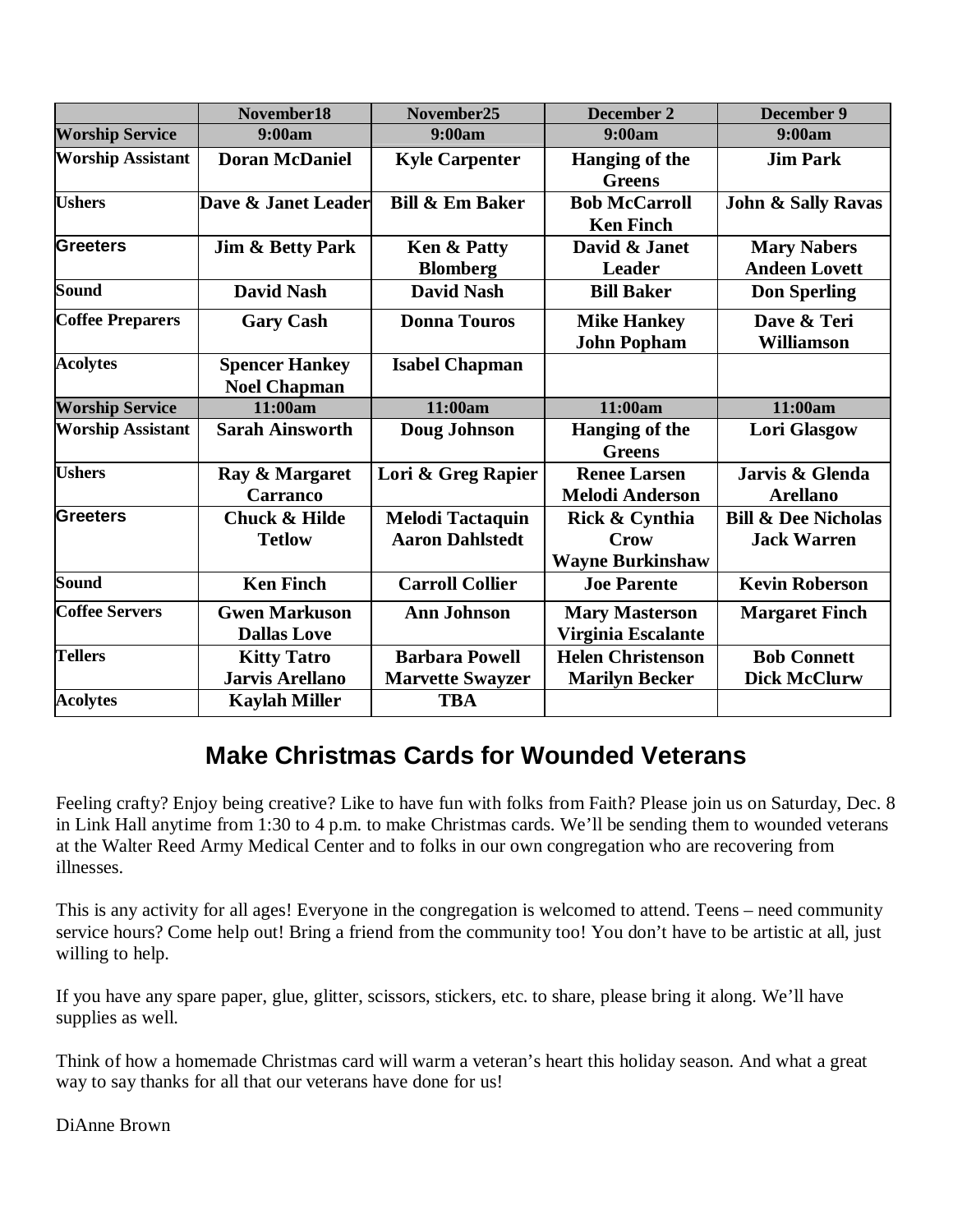| | November18 | November25 | December 2 | December 9 |
|---|---|---|---|---|
| **Worship Service** | **9:00am** | **9:00am** | **9:00am** | **9:00am** |
| **Worship Assistant** | **Doran McDaniel** | **Kyle Carpenter** | **Hanging of the Greens** | **Jim Park** |
| **Ushers** | **Dave & Janet Leader** | **Bill & Em Baker** | **Bob McCarroll Ken Finch** | **John & Sally Ravas** |
| **Greeters** | **Jim & Betty Park** | **Ken & Patty Blomberg** | **David & Janet Leader** | **Mary Nabers Andeen Lovett** |
| **Sound** | **David Nash** | **David Nash** | **Bill Baker** | **Don Sperling** |
| **Coffee Preparers** | **Gary Cash** | **Donna Touros** | **Mike Hankey John Popham** | **Dave & Teri Williamson** |
| **Acolytes** | **Spencer Hankey Noel Chapman** | **Isabel Chapman** | | |
| **Worship Service** | **11:00am** | **11:00am** | **11:00am** | **11:00am** |
| **Worship Assistant** | **Sarah Ainsworth** | **Doug Johnson** | **Hanging of the Greens** | **Lori Glasgow** |
| **Ushers** | **Ray & Margaret Carranco** | **Lori & Greg Rapier** | **Renee Larsen Melodi Anderson** | **Jarvis & Glenda Arellano** |
| **Greeters** | **Chuck & Hilde Tetlow** | **Melodi Tactaquin Aaron Dahlstedt** | **Rick & Cynthia Crow Wayne Burkinshaw** | **Bill & Dee Nicholas Jack Warren** |
| **Sound** | **Ken Finch** | **Carroll Collier** | **Joe Parente** | **Kevin Roberson** |
| **Coffee Servers** | **Gwen Markuson Dallas Love** | **Ann Johnson** | **Mary Masterson Virginia Escalante** | **Margaret Finch** |
| **Tellers** | **Kitty Tatro Jarvis Arellano** | **Barbara Powell Marvette Swayzer** | **Helen Christenson Marilyn Becker** | **Bob Connett Dick McClurw** |
| **Acolytes** | **Kaylah Miller** | **TBA** | | |

## Make Christmas Cards for Wounded Veterans

Feeling crafty? Enjoy being creative? Like to have fun with folks from Faith? Please join us on Saturday, Dec. 8 in Link Hall anytime from 1:30 to 4 p.m. to make Christmas cards. We'll be sending them to wounded veterans at the Walter Reed Army Medical Center and to folks in our own congregation who are recovering from illnesses.

This is any activity for all ages! Everyone in the congregation is welcomed to attend. Teens – need community service hours? Come help out! Bring a friend from the community too! You don't have to be artistic at all, just willing to help.

If you have any spare paper, glue, glitter, scissors, stickers, etc. to share, please bring it along. We'll have supplies as well.

Think of how a homemade Christmas card will warm a veteran's heart this holiday season. And what a great way to say thanks for all that our veterans have done for us!

DiAnne Brown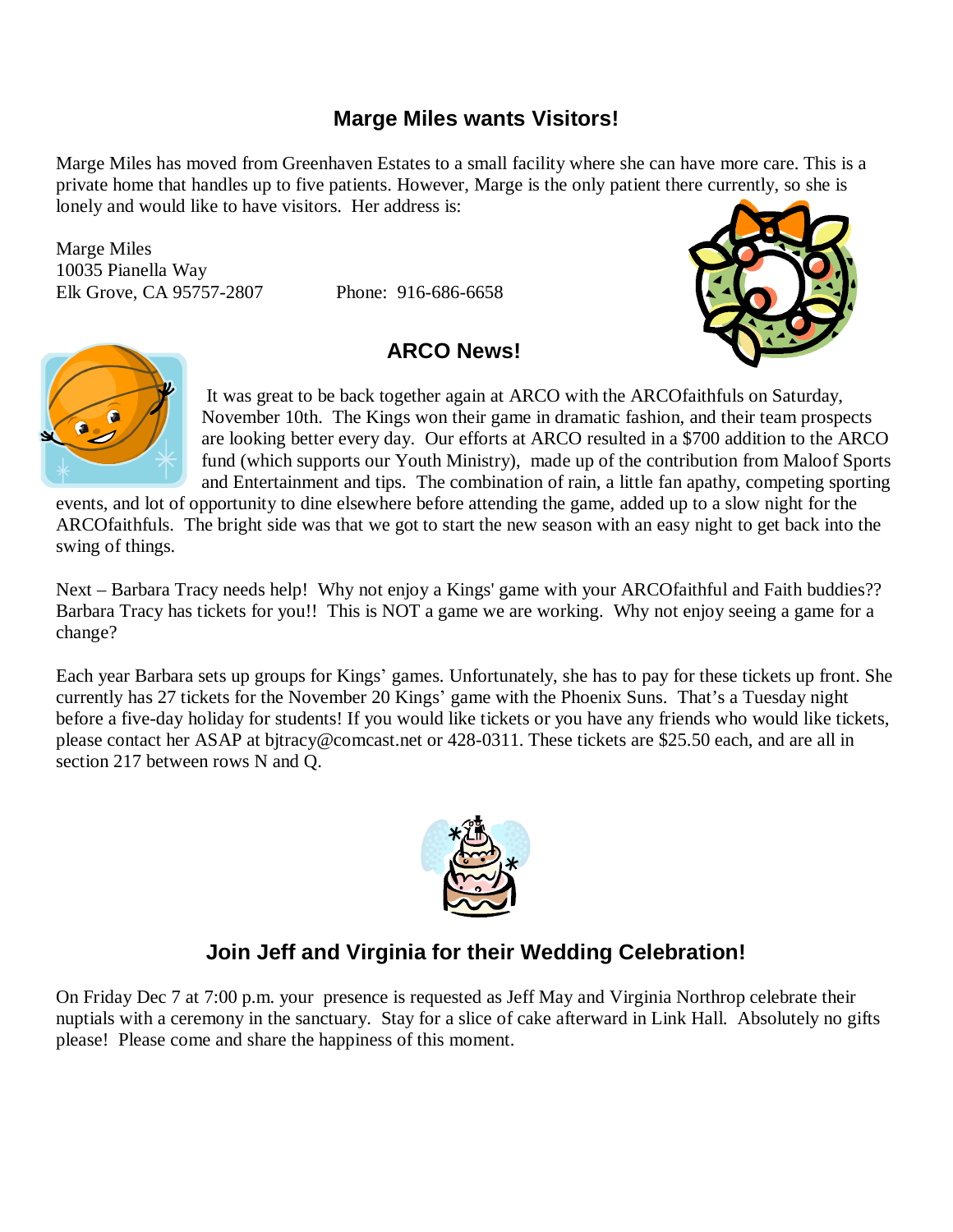## Marge Miles wants Visitors!

Marge Miles has moved from Greenhaven Estates to a small facility where she can have more care. This is a private home that handles up to five patients. However, Marge is the only patient there currently, so she is lonely and would like to have visitors. Her address is:

Marge Miles
10035 Pianella Way
Elk Grove, CA 95757-2807 Phone: 916-686-6658

## ARCO News!

It was great to be back together again at ARCO with the ARCOfaithfuls on Saturday, November 10th. The Kings won their game in dramatic fashion, and their team prospects are looking better every day. Our efforts at ARCO resulted in a $700 addition to the ARCO fund (which supports our Youth Ministry), made up of the contribution from Maloof Sports and Entertainment and tips. The combination of rain, a little fan apathy, competing sporting events, and lot of opportunity to dine elsewhere before attending the game, added up to a slow night for the ARCOfaithfuls. The bright side was that we got to start the new season with an easy night to get back into the swing of things.

Next – Barbara Tracy needs help! Why not enjoy a Kings' game with your ARCOfaithful and Faith buddies?? Barbara Tracy has tickets for you!! This is NOT a game we are working. Why not enjoy seeing a game for a change?

Each year Barbara sets up groups for Kings' games. Unfortunately, she has to pay for these tickets up front. She currently has 27 tickets for the November 20 Kings' game with the Phoenix Suns. That's a Tuesday night before a five-day holiday for students! If you would like tickets or you have any friends who would like tickets, please contact her ASAP at bjtracy@comcast.net or 428-0311. These tickets are $25.50 each, and are all in section 217 between rows N and Q.

## Join Jeff and Virginia for their Wedding Celebration!

On Friday Dec 7 at 7:00 p.m. your presence is requested as Jeff May and Virginia Northrop celebrate their nuptials with a ceremony in the sanctuary. Stay for a slice of cake afterward in Link Hall. Absolutely no gifts please! Please come and share the happiness of this moment.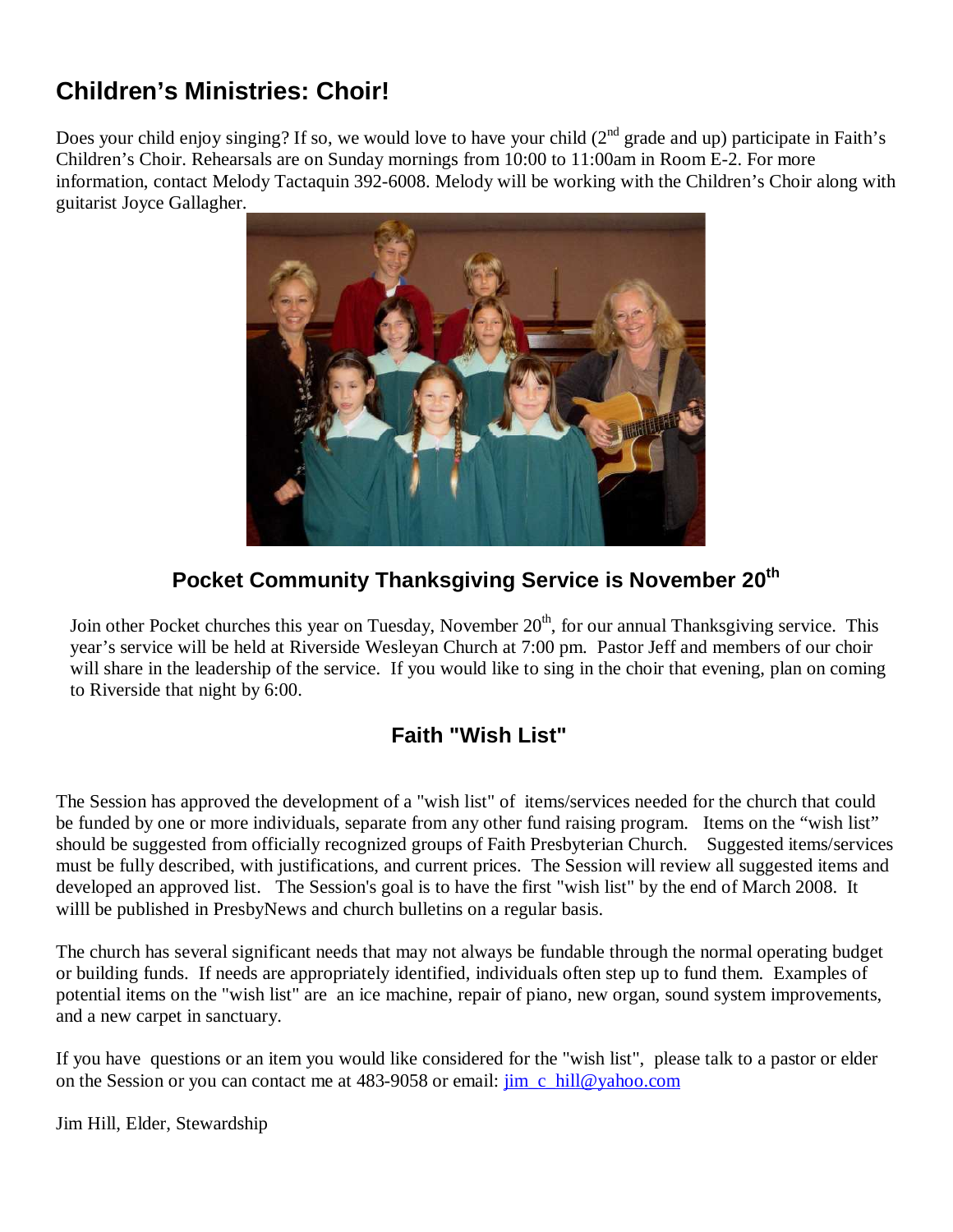## Children's Ministries: Choir!

Does your child enjoy singing? If so, we would love to have your child (2nd grade and up) participate in Faith's Children's Choir. Rehearsals are on Sunday mornings from 10:00 to 11:00am in Room E-2. For more information, contact Melody Tactaquin 392-6008. Melody will be working with the Children's Choir along with guitarist Joyce Gallagher.

### Pocket Community Thanksgiving Service is November 20th

Join other Pocket churches this year on Tuesday, November 20th, for our annual Thanksgiving service. This year's service will be held at Riverside Wesleyan Church at 7:00 pm. Pastor Jeff and members of our choir will share in the leadership of the service. If you would like to sing in the choir that evening, plan on coming to Riverside that night by 6:00.

### Faith "Wish List"

The Session has approved the development of a "wish list" of items/services needed for the church that could be funded by one or more individuals, separate from any other fund raising program. Items on the "wish list" should be suggested from officially recognized groups of Faith Presbyterian Church. Suggested items/services must be fully described, with justifications, and current prices. The Session will review all suggested items and developed an approved list. The Session's goal is to have the first "wish list" by the end of March 2008. It willl be published in PresbyNews and church bulletins on a regular basis.

The church has several significant needs that may not always be fundable through the normal operating budget or building funds. If needs are appropriately identified, individuals often step up to fund them. Examples of potential items on the "wish list" are an ice machine, repair of piano, new organ, sound system improvements, and a new carpet in sanctuary.

If you have questions or an item you would like considered for the "wish list", please talk to a pastor or elder on the Session or you can contact me at 483-9058 or email: jim_c_hill@yahoo.com

Jim Hill, Elder, Stewardship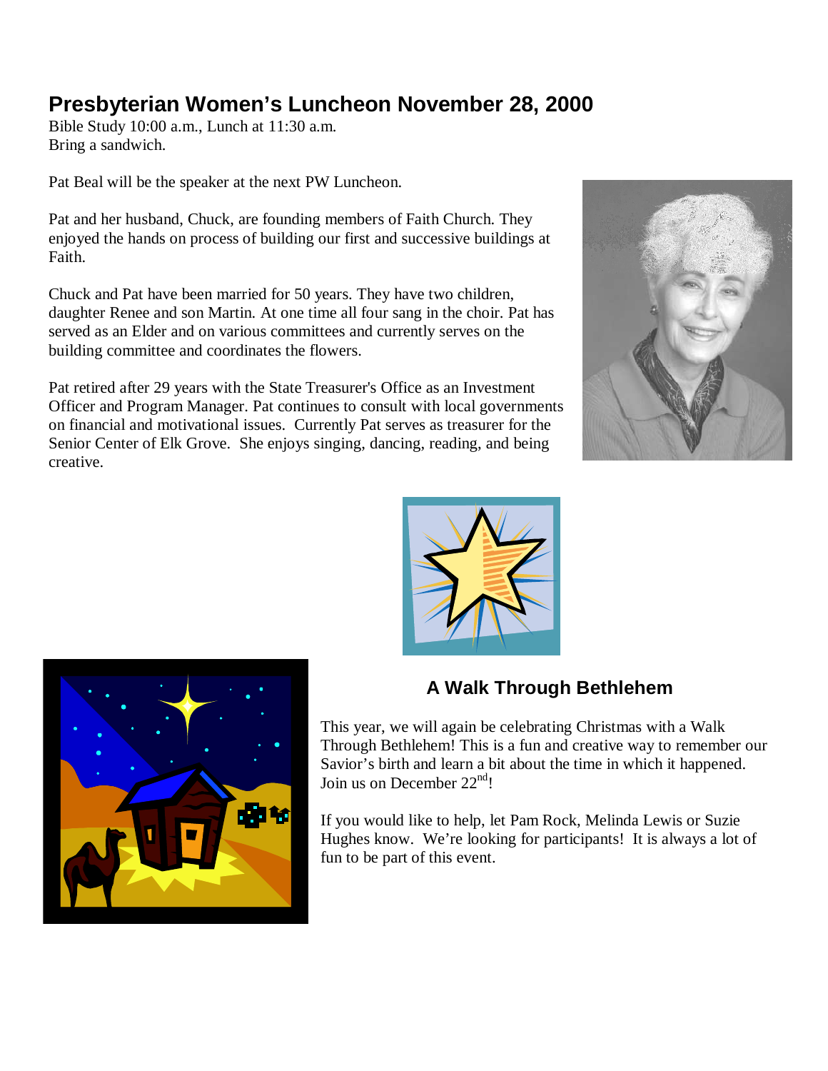## Presbyterian Women's Luncheon November 28, 2000

Bible Study 10:00 a.m., Lunch at 11:30 a.m.
Bring a sandwich.

Pat Beal will be the speaker at the next PW Luncheon.

Pat and her husband, Chuck, are founding members of Faith Church. They enjoyed the hands on process of building our first and successive buildings at Faith.

Chuck and Pat have been married for 50 years. They have two children, daughter Renee and son Martin. At one time all four sang in the choir. Pat has served as an Elder and on various committees and currently serves on the building committee and coordinates the flowers.

Pat retired after 29 years with the State Treasurer's Office as an Investment Officer and Program Manager. Pat continues to consult with local governments on financial and motivational issues. Currently Pat serves as treasurer for the Senior Center of Elk Grove. She enjoys singing, dancing, reading, and being creative.

## A Walk Through Bethlehem

This year, we will again be celebrating Christmas with a Walk Through Bethlehem! This is a fun and creative way to remember our Savior's birth and learn a bit about the time in which it happened. Join us on December 22nd!

If you would like to help, let Pam Rock, Melinda Lewis or Suzie Hughes know. We're looking for participants! It is always a lot of fun to be part of this event.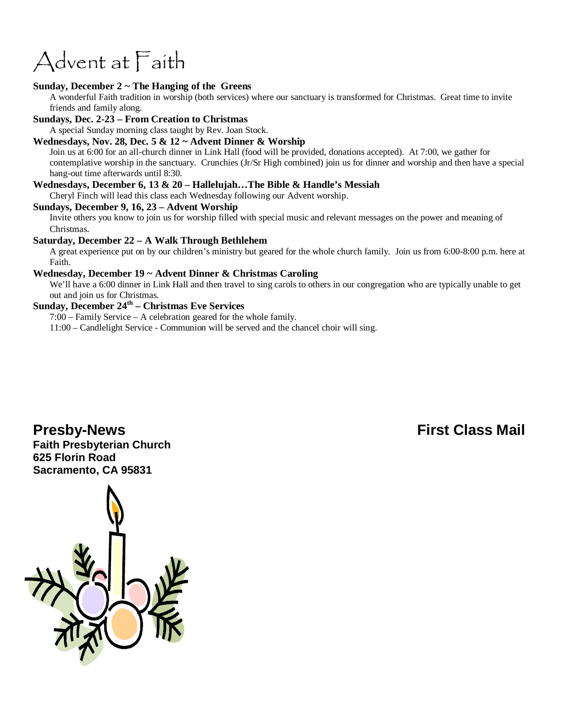# Advent at Faith

**Sunday, December 2 ~ The Hanging of the Greens**

A wonderful Faith tradition in worship (both services) where our sanctuary is transformed for Christmas. Great time to invite friends and family along.

**Sundays, Dec. 2-23 – From Creation to Christmas**

A special Sunday morning class taught by Rev. Joan Stock.

**Wednesdays, Nov. 28, Dec. 5 & 12 ~ Advent Dinner & Worship**

Join us at 6:00 for an all-church dinner in Link Hall (food will be provided, donations accepted). At 7:00, we gather for contemplative worship in the sanctuary. Crunchies (Jr/Sr High combined) join us for dinner and worship and then have a special hang-out time afterwards until 8:30.

**Wednesdays, December 6, 13 & 20 – Hallelujah…The Bible & Handle's Messiah**

Cheryl Finch will lead this class each Wednesday following our Advent worship.

**Sundays, December 9, 16, 23 – Advent Worship**

Invite others you know to join us for worship filled with special music and relevant messages on the power and meaning of Christmas.

**Saturday, December 22 – A Walk Through Bethlehem**

A great experience put on by our children's ministry but geared for the whole church family. Join us from 6:00-8:00 p.m. here at Faith.

**Wednesday, December 19 ~ Advent Dinner & Christmas Caroling**

We'll have a 6:00 dinner in Link Hall and then travel to sing carols to others in our congregation who are typically unable to get out and join us for Christmas.

**Sunday, December 24th – Christmas Eve Services**

7:00 – Family Service – A celebration geared for the whole family.

11:00 – Candlelight Service - Communion will be served and the chancel choir will sing.

**Presby-News**

**First Class Mail**

**Faith Presbyterian Church**
**625 Florin Road**
**Sacramento, CA 95831**